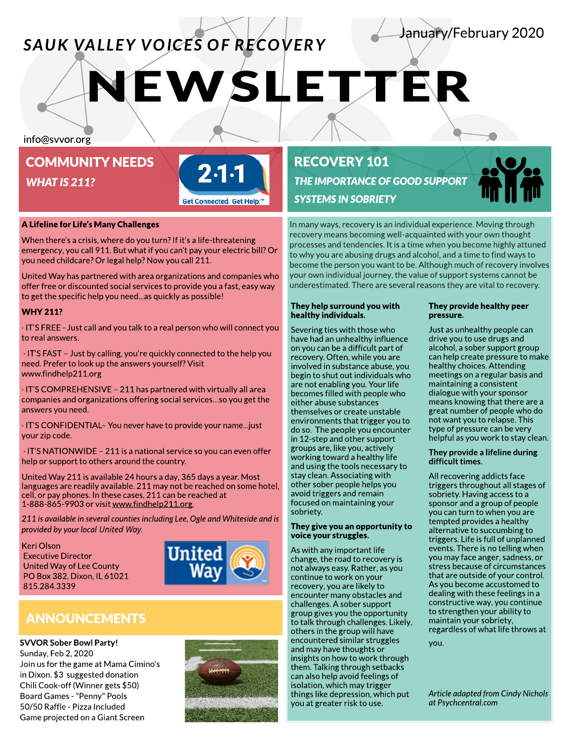# SAUK VALLEY VOICES OF RECOVERY NEWSLETTER

January/February 2020

info@svvor.org

## COMMUNITY NEEDS

### *WHAT IS 211?*

2·1·1 Get Connected. Get Help.™

**A Lifeline for Life's Many Challenges**

When there's a crisis, where do you turn? If it's a life-threatening emergency, you call 911. But what if you can't pay your electric bill? Or you need childcare? Or legal help? Now you call 211.

United Way has partnered with area organizations and companies who offer free or discounted social services to provide you a fast, easy way to get the specific help you need...as quickly as possible!

**WHY 211?**

· IT'S FREE - Just call and you talk to a real person who will connect you to real answers.

· IT'S FAST – Just by calling, you're quickly connected to the help you need. Prefer to look up the answers yourself? Visit www.findhelp211.org

· IT'S COMPREHENSIVE – 211 has partnered with virtually all area companies and organizations offering social services...so you get the answers you need.

· IT'S CONFIDENTIAL– You never have to provide your name...just your zip code.

· IT'S NATIONWIDE – 211 is a national service so you can even offer help or support to others around the country.

United Way 211 is available 24 hours a day, 365 days a year. Most languages are readily available. 211 may not be reached on some hotel, cell, or pay phones. In these cases, 211 can be reached at 1-888-865-9903 or visit www.findhelp211.org.

*211 is available in several counties including Lee, Ogle and Whiteside and is provided by your local United Way.*

Keri Olson
Executive Director
United Way of Lee County
PO Box 382, Dixon, IL 61021
815.284.3339

United Way

## ANNOUNCEMENTS

**SVVOR Sober Bowl Party!**
Sunday, Feb 2, 2020
Join us for the game at Mama Cimino's in Dixon. $3 suggested donation
Chili Cook-off (Winner gets $50)
Board Games - "Penny" Pools
50/50 Raffle - Pizza Included
Game projected on a Giant Screen

## RECOVERY 101

### *THE IMPORTANCE OF GOOD SUPPORT SYSTEMS IN SOBRIETY*

In many ways, recovery is an individual experience. Moving through recovery means becoming well-acquainted with your own thought processes and tendencies. It is a time when you become highly attuned to why you are abusing drugs and alcohol, and a time to find ways to become the person you want to be. Although much of recovery involves your own individual journey, the value of support systems cannot be underestimated. There are several reasons they are vital to recovery.

**They help surround you with healthy individuals.**

Severing ties with those who have had an unhealthy influence on you can be a difficult part of recovery. Often, while you are involved in substance abuse, you begin to shut out individuals who are not enabling you. Your life becomes filled with people who either abuse substances themselves or create unstable environments that trigger you to do so. The people you encounter in 12-step and other support groups are, like you, actively working toward a healthy life and using the tools necessary to stay clean. Associating with other sober people helps you avoid triggers and remain focused on maintaining your sobriety.

**They give you an opportunity to voice your struggles.**

As with any important life change, the road to recovery is not always easy. Rather, as you continue to work on your recovery, you are likely to encounter many obstacles and challenges. A sober support group gives you the opportunity to talk through challenges. Likely, others in the group will have encountered similar struggles and may have thoughts or insights on how to work through them. Talking through setbacks can also help avoid feelings of isolation, which may trigger things like depression, which put you at greater risk to use.

**They provide healthy peer pressure.**

Just as unhealthy people can drive you to use drugs and alcohol, a sober support group can help create pressure to make healthy choices. Attending meetings on a regular basis and maintaining a consistent dialogue with your sponsor means knowing that there are a great number of people who do not want you to relapse. This type of pressure can be very helpful as you work to stay clean.

**They provide a lifeline during difficult times.**

All recovering addicts face triggers throughout all stages of sobriety. Having access to a sponsor and a group of people you can turn to when you are tempted provides a healthy alternative to succumbing to triggers. Life is full of unplanned events. There is no telling when you may face anger, sadness, or stress because of circumstances that are outside of your control. As you become accustomed to dealing with these feelings in a constructive way, you continue to strengthen your ability to maintain your sobriety, regardless of what life throws at you.

*Article adapted from Cindy Nichols at Psychcentral.com*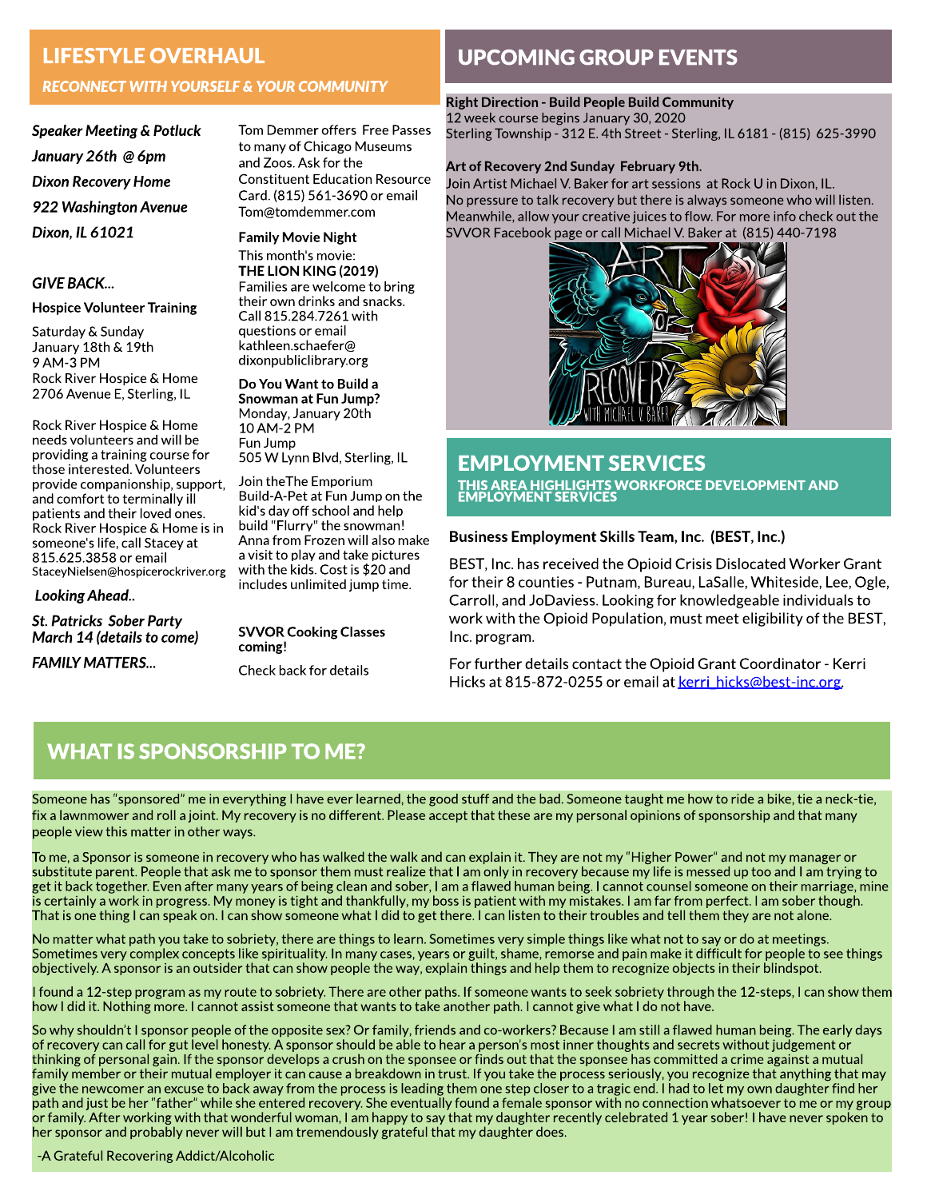## LIFESTYLE OVERHAUL

***RECONNECT WITH YOURSELF & YOUR COMMUNITY***

***Speaker Meeting & Potluck***
***January 26th @ 6pm***
***Dixon Recovery Home***
***922 Washington Avenue***
***Dixon, IL 61021***

***GIVE BACK...***

**Hospice Volunteer Training**

Saturday & Sunday
January 18th & 19th
9 AM-3 PM
Rock River Hospice & Home
2706 Avenue E, Sterling, IL

Rock River Hospice & Home needs volunteers and will be providing a training course for those interested. Volunteers provide companionship, support, and comfort to terminally ill patients and their loved ones. Rock River Hospice & Home is in someone's life, call Stacey at 815.625.3858 or email StaceyNielsen@hospicerockriver.org

***Looking Ahead..***

***St. Patricks Sober Party***
***March 14 (details to come)***

***FAMILY MATTERS...***

Tom Demmer offers Free Passes to many of Chicago Museums and Zoos. Ask for the Constituent Education Resource Card. (815) 561-3690 or email Tom@tomdemmer.com

**Family Movie Night**

This month's movie:
**THE LION KING (2019)**
Families are welcome to bring their own drinks and snacks. Call 815.284.7261 with questions or email kathleen.schaefer@dixonpubliclibrary.org

**Do You Want to Build a Snowman at Fun Jump?**
Monday, January 20th
10 AM-2 PM
Fun Jump
505 W Lynn Blvd, Sterling, IL

Join theThe Emporium Build-A-Pet at Fun Jump on the kid's day off school and help build "Flurry" the snowman! Anna from Frozen will also make a visit to play and take pictures with the kids. Cost is $20 and includes unlimited jump time.

**SVVOR Cooking Classes coming!**

Check back for details

## UPCOMING GROUP EVENTS

**Right Direction - Build People Build Community**
12 week course begins January 30, 2020
Sterling Township - 312 E. 4th Street - Sterling, IL 6181 - (815) 625-3990

**Art of Recovery 2nd Sunday February 9th.**
Join Artist Michael V. Baker for art sessions at Rock U in Dixon, IL.
No pressure to talk recovery but there is always someone who will listen.
Meanwhile, allow your creative juices to flow. For more info check out the SVVOR Facebook page or call Michael V. Baker at (815) 440-7198

## EMPLOYMENT SERVICES

**THIS AREA HIGHLIGHTS WORKFORCE DEVELOPMENT AND EMPLOYMENT SERVICES**

**Business Employment Skills Team, Inc. (BEST, Inc.)**

BEST, Inc. has received the Opioid Crisis Dislocated Worker Grant for their 8 counties - Putnam, Bureau, LaSalle, Whiteside, Lee, Ogle, Carroll, and JoDaviess. Looking for knowledgeable individuals to work with the Opioid Population, must meet eligibility of the BEST, Inc. program.

For further details contact the Opioid Grant Coordinator - Kerri Hicks at 815-872-0255 or email at kerri_hicks@best-inc.org.

## WHAT IS SPONSORSHIP TO ME?

Someone has "sponsored" me in everything I have ever learned, the good stuff and the bad. Someone taught me how to ride a bike, tie a neck-tie, fix a lawnmower and roll a joint. My recovery is no different. Please accept that these are my personal opinions of sponsorship and that many people view this matter in other ways.

To me, a Sponsor is someone in recovery who has walked the walk and can explain it. They are not my "Higher Power" and not my manager or substitute parent. People that ask me to sponsor them must realize that I am only in recovery because my life is messed up too and I am trying to get it back together. Even after many years of being clean and sober, I am a flawed human being. I cannot counsel someone on their marriage, mine is certainly a work in progress. My money is tight and thankfully, my boss is patient with my mistakes. I am far from perfect. I am sober though. That is one thing I can speak on. I can show someone what I did to get there. I can listen to their troubles and tell them they are not alone.

No matter what path you take to sobriety, there are things to learn. Sometimes very simple things like what not to say or do at meetings. Sometimes very complex concepts like spirituality. In many cases, years or guilt, shame, remorse and pain make it difficult for people to see things objectively. A sponsor is an outsider that can show people the way, explain things and help them to recognize objects in their blindspot.

I found a 12-step program as my route to sobriety. There are other paths. If someone wants to seek sobriety through the 12-steps, I can show them how I did it. Nothing more. I cannot assist someone that wants to take another path. I cannot give what I do not have.

So why shouldn't I sponsor people of the opposite sex? Or family, friends and co-workers? Because I am still a flawed human being. The early days of recovery can call for gut level honesty. A sponsor should be able to hear a person's most inner thoughts and secrets without judgement or thinking of personal gain. If the sponsor develops a crush on the sponsee or finds out that the sponsee has committed a crime against a mutual family member or their mutual employer it can cause a breakdown in trust. If you take the process seriously, you recognize that anything that may give the newcomer an excuse to back away from the process is leading them one step closer to a tragic end. I had to let my own daughter find her path and just be her "father" while she entered recovery. She eventually found a female sponsor with no connection whatsoever to me or my group or family. After working with that wonderful woman, I am happy to say that my daughter recently celebrated 1 year sober! I have never spoken to her sponsor and probably never will but I am tremendously grateful that my daughter does.

-A Grateful Recovering Addict/Alcoholic